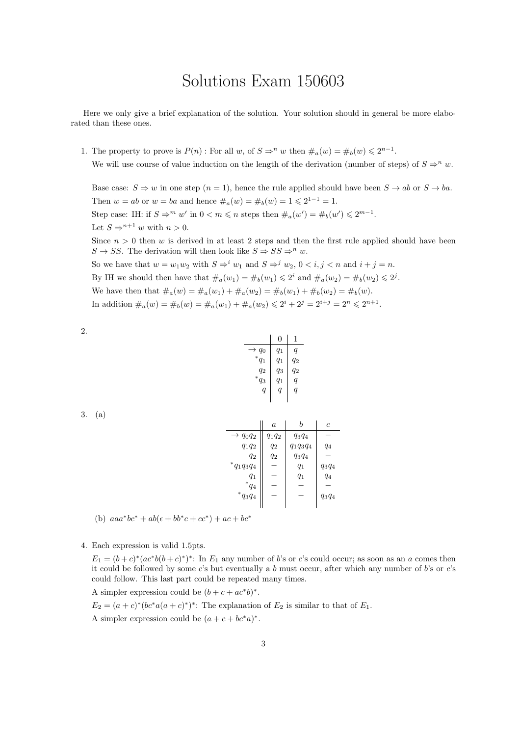# Solutions Exam 150603

Here we only give a brief explanation of the solution. Your solution should in general be more elaborated than these ones.

1. The property to prove is $P(n)$ : For all $w$, of $S \Rightarrow^n w$ then $\#_a(w) = \#_b(w) \leqslant 2^{n-1}$.

   We will use course of value induction on the length of the derivation (number of steps) of $S \Rightarrow^n w$.

   Base case: $S \Rightarrow w$ in one step ($n = 1$), hence the rule applied should have been $S \to ab$ or $S \to ba$.

   Then $w = ab$ or $w = ba$ and hence $\#_a(w) = \#_b(w) = 1 \leqslant 2^{1-1} = 1$.

   Step case: IH: if $S \Rightarrow^m w'$ in $0 < m \leqslant n$ steps then $\#_a(w') = \#_b(w') \leqslant 2^{m-1}$.

   Let $S \Rightarrow^{n+1} w$ with $n > 0$.

   Since $n > 0$ then $w$ is derived in at least 2 steps and then the first rule applied should have been $S \to SS$. The derivation will then look like $S \Rightarrow SS \Rightarrow^n w$.

   So we have that $w = w_1 w_2$ with $S \Rightarrow^i w_1$ and $S \Rightarrow^j w_2$, $0 < i, j < n$ and $i + j = n$.

   By IH we should then have that $\#_a(w_1) = \#_b(w_1) \leqslant 2^i$ and $\#_a(w_2) = \#_b(w_2) \leqslant 2^j$.

   We have then that $\#_a(w) = \#_a(w_1) + \#_a(w_2) = \#_b(w_1) + \#_b(w_2) = \#_b(w)$.

   In addition $\#_a(w) = \#_b(w) = \#_a(w_1) + \#_a(w_2) \leqslant 2^i + 2^j = 2^{i+j} = 2^n \leqslant 2^{n+1}$.

2. 

| | 0 | 1 |
|---|---|---|
| $\to q_0$ | $q_1$ | $q$ |
| ${}^*q_1$ | $q_1$ | $q_2$ |
| $q_2$ | $q_3$ | $q_2$ |
| ${}^*q_3$ | $q_1$ | $q$ |
| $q$ | $q$ | $q$ |

3. (a)

| | $a$ | $b$ | $c$ |
|---|---|---|---|
| $\to q_0q_2$ | $q_1q_2$ | $q_3q_4$ | $-$ |
| $q_1q_2$ | $q_2$ | $q_1q_3q_4$ | $q_4$ |
| $q_2$ | $q_2$ | $q_3q_4$ | $-$ |
| ${}^*q_1q_3q_4$ | $-$ | $q_1$ | $q_3q_4$ |
| $q_1$ | $-$ | $q_1$ | $q_4$ |
| ${}^*q_4$ | $-$ | $-$ | $-$ |
| ${}^*q_3q_4$ | $-$ | $-$ | $q_3q_4$ |

   (b) $aaa^*bc^* + ab(\epsilon + bb^*c + cc^*) + ac + bc^*$

4. Each expression is valid 1.5pts.

   $E_1 = (b + c)^*(ac^*b(b + c)^*)^*$: In $E_1$ any number of $b$'s or $c$'s could occur; as soon as an $a$ comes then it could be followed by some $c$'s but eventually a $b$ must occur, after which any number of $b$'s or $c$'s could follow. This last part could be repeated many times.

   A simpler expression could be $(b + c + ac^*b)^*$.

   $E_2 = (a + c)^*(bc^*a(a + c)^*)^*$: The explanation of $E_2$ is similar to that of $E_1$.

   A simpler expression could be $(a + c + bc^*a)^*$.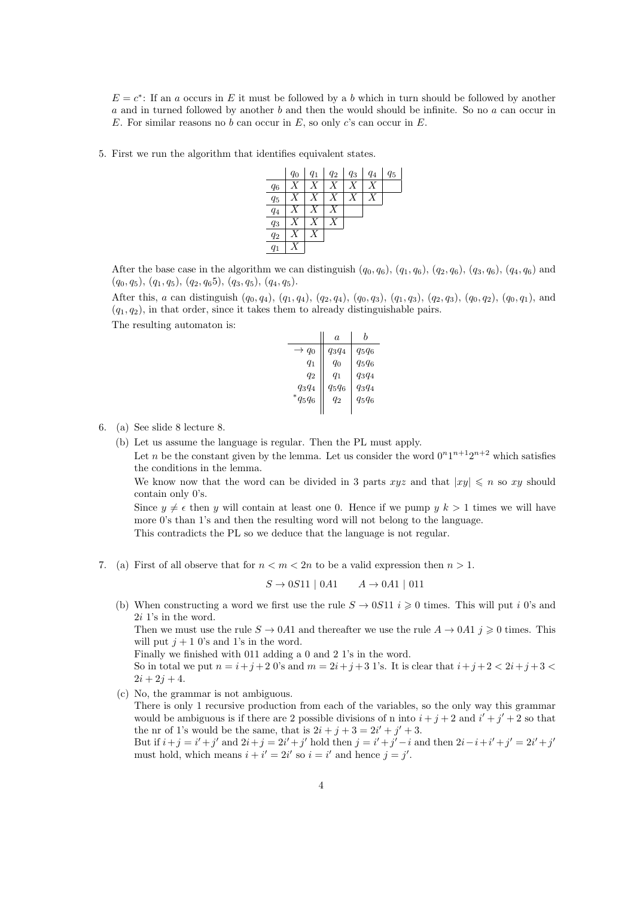$E = c^*$: If an $a$ occurs in $E$ it must be followed by a $b$ which in turn should be followed by another $a$ and in turned followed by another $b$ and then the would should be infinite. So no $a$ can occur in $E$. For similar reasons no $b$ can occur in $E$, so only $c$'s can occur in $E$.

5. First we run the algorithm that identifies equivalent states.

| | $q_0$ | $q_1$ | $q_2$ | $q_3$ | $q_4$ | $q_5$ |
|---|---|---|---|---|---|---|
| $q_6$ | $X$ | $X$ | $X$ | $X$ | $X$ | |
| $q_5$ | $X$ | $X$ | $X$ | $X$ | $X$ | |
| $q_4$ | $X$ | $X$ | $X$ | | | |
| $q_3$ | $X$ | $X$ | $X$ | | | |
| $q_2$ | $X$ | $X$ | | | | |
| $q_1$ | $X$ | | | | | |

After the base case in the algorithm we can distinguish $(q_0, q_6)$, $(q_1, q_6)$, $(q_2, q_6)$, $(q_3, q_6)$, $(q_4, q_6)$ and $(q_0, q_5)$, $(q_1, q_5)$, $(q_2, q_65)$, $(q_3, q_5)$, $(q_4, q_5)$.

After this, $a$ can distinguish $(q_0, q_4)$, $(q_1, q_4)$, $(q_2, q_4)$, $(q_0, q_3)$, $(q_1, q_3)$, $(q_2, q_3)$, $(q_0, q_2)$, $(q_0, q_1)$, and $(q_1, q_2)$, in that order, since it takes them to already distinguishable pairs.

The resulting automaton is:

| | $a$ | $b$ |
|---|---|---|
| $\rightarrow q_0$ | $q_3q_4$ | $q_5q_6$ |
| $q_1$ | $q_0$ | $q_5q_6$ |
| $q_2$ | $q_1$ | $q_3q_4$ |
| $q_3q_4$ | $q_5q_6$ | $q_3q_4$ |
| ${}^*q_5q_6$ | $q_2$ | $q_5q_6$ |

6. (a) See slide 8 lecture 8.

   (b) Let us assume the language is regular. Then the PL must apply.

   Let $n$ be the constant given by the lemma. Let us consider the word $0^n1^{n+1}2^{n+2}$ which satisfies the conditions in the lemma.

   We know now that the word can be divided in 3 parts $xyz$ and that $|xy| \leqslant n$ so $xy$ should contain only 0's.

   Since $y \neq \epsilon$ then $y$ will contain at least one 0. Hence if we pump $y$ $k > 1$ times we will have more 0's than 1's and then the resulting word will not belong to the language.

   This contradicts the PL so we deduce that the language is not regular.

7. (a) First of all observe that for $n < m < 2n$ to be a valid expression then $n > 1$.

$$S \rightarrow 0S11 \mid 0A1 \qquad A \rightarrow 0A1 \mid 011$$

   (b) When constructing a word we first use the rule $S \rightarrow 0S11$ $i \geqslant 0$ times. This will put $i$ 0's and $2i$ 1's in the word.

   Then we must use the rule $S \rightarrow 0A1$ and thereafter we use the rule $A \rightarrow 0A1$ $j \geqslant 0$ times. This will put $j + 1$ 0's and 1's in the word.

   Finally we finished with 011 adding a 0 and 2 1's in the word.

   So in total we put $n = i + j + 2$ 0's and $m = 2i + j + 3$ 1's. It is clear that $i + j + 2 < 2i + j + 3 < 2i + 2j + 4$.

   (c) No, the grammar is not ambiguous.

   There is only 1 recursive production from each of the variables, so the only way this grammar would be ambiguous is if there are 2 possible divisions of n into $i + j + 2$ and $i' + j' + 2$ so that the nr of 1's would be the same, that is $2i + j + 3 = 2i' + j' + 3$.

   But if $i + j = i' + j'$ and $2i + j = 2i' + j'$ hold then $j = i' + j' - i$ and then $2i - i + i' + j' = 2i' + j'$ must hold, which means $i + i' = 2i'$ so $i = i'$ and hence $j = j'$.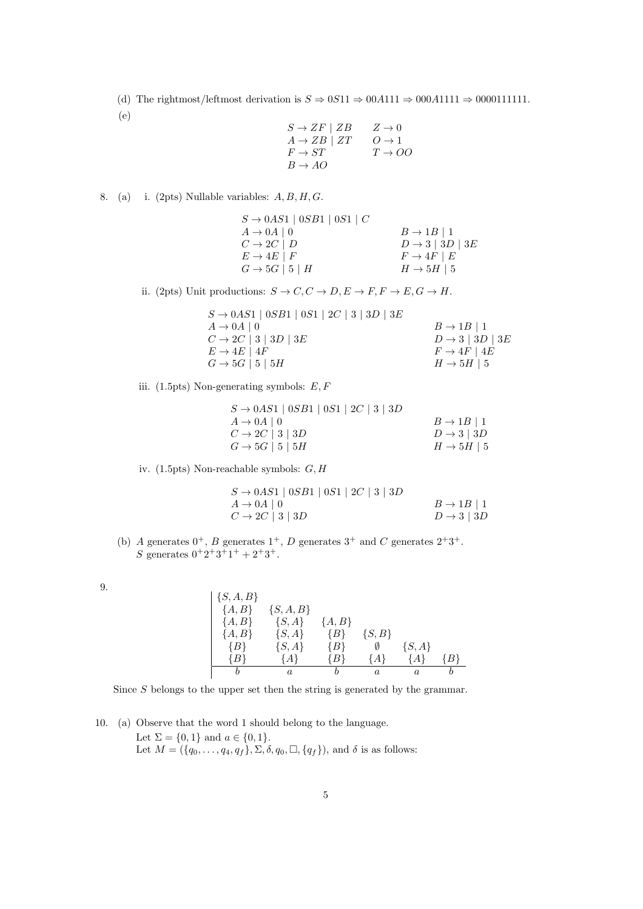(d) The rightmost/leftmost derivation is $S \Rightarrow 0S11 \Rightarrow 00A111 \Rightarrow 000A1111 \Rightarrow 0000111111$.

(e)

$$
\begin{array}{ll}
S \to ZF \mid ZB & Z \to 0 \\
A \to ZB \mid ZT & O \to 1 \\
F \to ST & T \to OO \\
B \to AO &
\end{array}
$$

8. (a) i. (2pts) Nullable variables: $A, B, H, G$.

$$
\begin{array}{ll}
S \to 0AS1 \mid 0SB1 \mid 0S1 \mid C & \\
A \to 0A \mid 0 & B \to 1B \mid 1 \\
C \to 2C \mid D & D \to 3 \mid 3D \mid 3E \\
E \to 4E \mid F & F \to 4F \mid E \\
G \to 5G \mid 5 \mid H & H \to 5H \mid 5
\end{array}
$$

ii. (2pts) Unit productions: $S \to C, C \to D, E \to F, F \to E, G \to H$.

$$
\begin{array}{ll}
S \to 0AS1 \mid 0SB1 \mid 0S1 \mid 2C \mid 3 \mid 3D \mid 3E & \\
A \to 0A \mid 0 & B \to 1B \mid 1 \\
C \to 2C \mid 3 \mid 3D \mid 3E & D \to 3 \mid 3D \mid 3E \\
E \to 4E \mid 4F & F \to 4F \mid 4E \\
G \to 5G \mid 5 \mid 5H & H \to 5H \mid 5
\end{array}
$$

iii. (1.5pts) Non-generating symbols: $E, F$

$$
\begin{array}{ll}
S \to 0AS1 \mid 0SB1 \mid 0S1 \mid 2C \mid 3 \mid 3D & \\
A \to 0A \mid 0 & B \to 1B \mid 1 \\
C \to 2C \mid 3 \mid 3D & D \to 3 \mid 3D \\
G \to 5G \mid 5 \mid 5H & H \to 5H \mid 5
\end{array}
$$

iv. (1.5pts) Non-reachable symbols: $G, H$

$$
\begin{array}{ll}
S \to 0AS1 \mid 0SB1 \mid 0S1 \mid 2C \mid 3 \mid 3D & \\
A \to 0A \mid 0 & B \to 1B \mid 1 \\
C \to 2C \mid 3 \mid 3D & D \to 3 \mid 3D
\end{array}
$$

(b) $A$ generates $0^+$, $B$ generates $1^+$, $D$ generates $3^+$ and $C$ generates $2^+3^+$.
$S$ generates $0^+2^+3^+1^+ + 2^+3^+$.

9.

| | | | | | |
|---|---|---|---|---|---|
| $\{S, A, B\}$ | | | | | |
| $\{A, B\}$ | $\{S, A, B\}$ | | | | |
| $\{A, B\}$ | $\{S, A\}$ | $\{A, B\}$ | | | |
| $\{A, B\}$ | $\{S, A\}$ | $\{B\}$ | $\{S, B\}$ | | |
| $\{B\}$ | $\{S, A\}$ | $\{B\}$ | $\emptyset$ | $\{S, A\}$ | |
| $\{B\}$ | $\{A\}$ | $\{B\}$ | $\{A\}$ | $\{A\}$ | $\{B\}$ |
| $b$ | $a$ | $b$ | $a$ | $a$ | $b$ |

Since $S$ belongs to the upper set then the string is generated by the grammar.

10. (a) Observe that the word 1 should belong to the language.
Let $\Sigma = \{0, 1\}$ and $a \in \{0, 1\}$.
Let $M = (\{q_0, \ldots, q_4, q_f\}, \Sigma, \delta, q_0, \square, \{q_f\})$, and $\delta$ is as follows: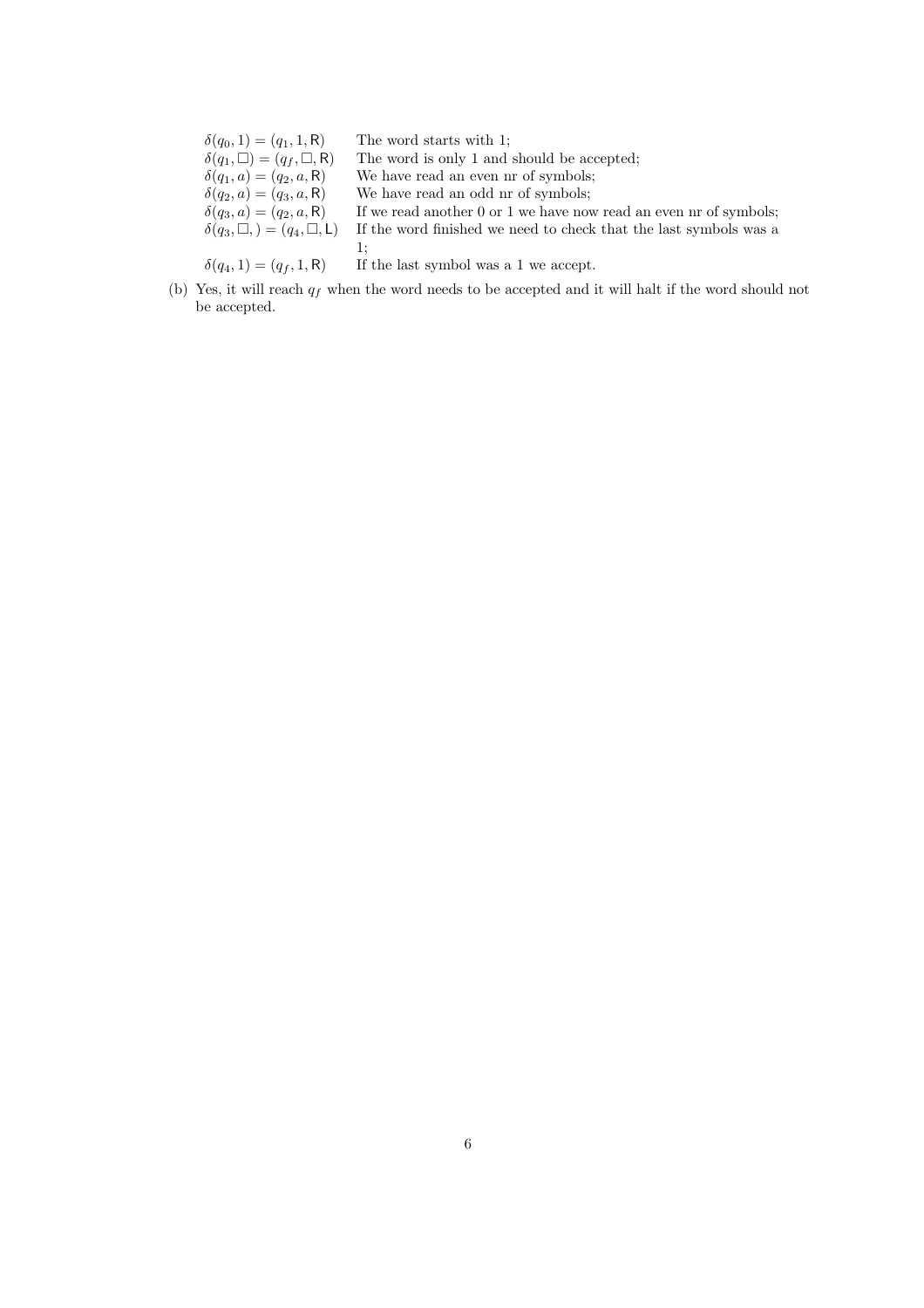| | |
|---|---|
| $\delta(q_0, 1) = (q_1, 1, \mathsf{R})$ | The word starts with 1; |
| $\delta(q_1, \Box) = (q_f, \Box, \mathsf{R})$ | The word is only 1 and should be accepted; |
| $\delta(q_1, a) = (q_2, a, \mathsf{R})$ | We have read an even nr of symbols; |
| $\delta(q_2, a) = (q_3, a, \mathsf{R})$ | We have read an odd nr of symbols; |
| $\delta(q_3, a) = (q_2, a, \mathsf{R})$ | If we read another 0 or 1 we have now read an even nr of symbols; |
| $\delta(q_3, \Box, ) = (q_4, \Box, \mathsf{L})$ | If the word finished we need to check that the last symbols was a 1; |
| $\delta(q_4, 1) = (q_f, 1, \mathsf{R})$ | If the last symbol was a 1 we accept. |

(b) Yes, it will reach $q_f$ when the word needs to be accepted and it will halt if the word should not be accepted.